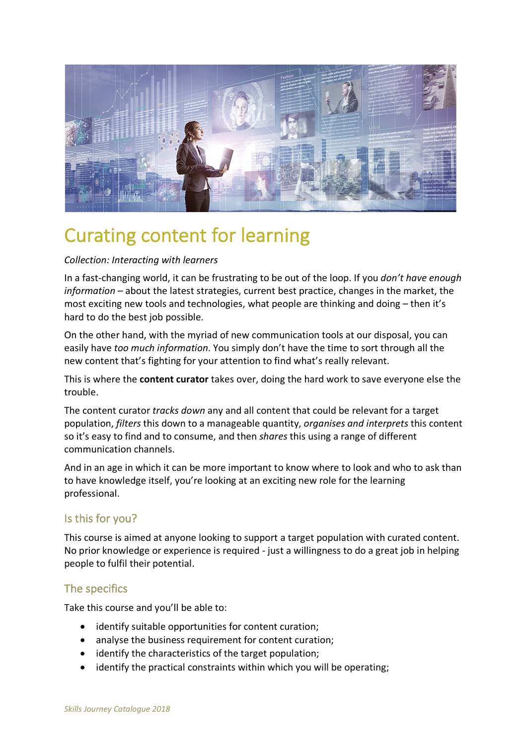# Curating content for learning

*Collection: Interacting with learners*

In a fast-changing world, it can be frustrating to be out of the loop. If you *don't have enough information* – about the latest strategies, current best practice, changes in the market, the most exciting new tools and technologies, what people are thinking and doing – then it's hard to do the best job possible.

On the other hand, with the myriad of new communication tools at our disposal, you can easily have *too much information*. You simply don't have the time to sort through all the new content that's fighting for your attention to find what's really relevant.

This is where the **content curator** takes over, doing the hard work to save everyone else the trouble.

The content curator *tracks down* any and all content that could be relevant for a target population, *filters* this down to a manageable quantity, *organises and interprets* this content so it's easy to find and to consume, and then *shares* this using a range of different communication channels.

And in an age in which it can be more important to know where to look and who to ask than to have knowledge itself, you're looking at an exciting new role for the learning professional.

## Is this for you?

This course is aimed at anyone looking to support a target population with curated content. No prior knowledge or experience is required - just a willingness to do a great job in helping people to fulfil their potential.

## The specifics

Take this course and you'll be able to:

- identify suitable opportunities for content curation;
- analyse the business requirement for content curation;
- identify the characteristics of the target population;
- identify the practical constraints within which you will be operating;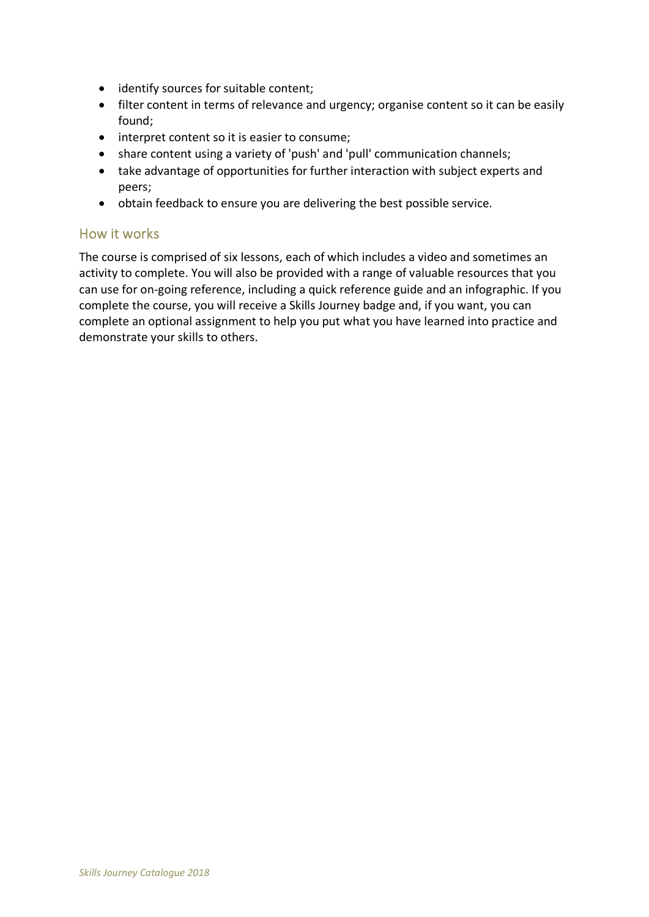- identify sources for suitable content;
- filter content in terms of relevance and urgency; organise content so it can be easily found;
- interpret content so it is easier to consume;
- share content using a variety of 'push' and 'pull' communication channels;
- take advantage of opportunities for further interaction with subject experts and peers;
- obtain feedback to ensure you are delivering the best possible service.

## How it works

The course is comprised of six lessons, each of which includes a video and sometimes an activity to complete. You will also be provided with a range of valuable resources that you can use for on-going reference, including a quick reference guide and an infographic. If you complete the course, you will receive a Skills Journey badge and, if you want, you can complete an optional assignment to help you put what you have learned into practice and demonstrate your skills to others.